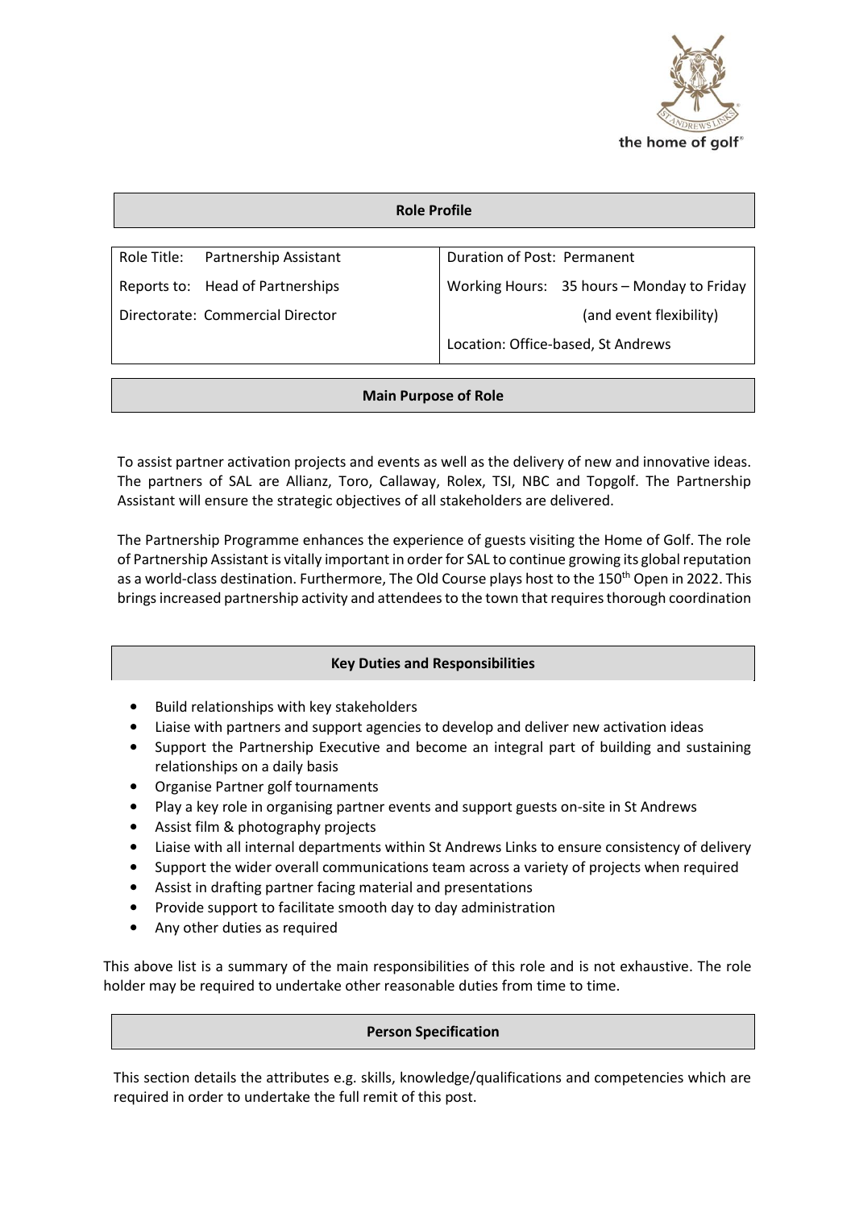the home of golf®

## Role Profile

| | |
|---|---|
| Role Title: Partnership Assistant | Duration of Post: Permanent |
| Reports to: Head of Partnerships | Working Hours: 35 hours – Monday to Friday (and event flexibility) |
| Directorate: Commercial Director | Location: Office-based, St Andrews |

## Main Purpose of Role

To assist partner activation projects and events as well as the delivery of new and innovative ideas. The partners of SAL are Allianz, Toro, Callaway, Rolex, TSI, NBC and Topgolf. The Partnership Assistant will ensure the strategic objectives of all stakeholders are delivered.

The Partnership Programme enhances the experience of guests visiting the Home of Golf. The role of Partnership Assistant is vitally important in order for SAL to continue growing its global reputation as a world-class destination. Furthermore, The Old Course plays host to the 150th Open in 2022. This brings increased partnership activity and attendees to the town that requires thorough coordination

## Key Duties and Responsibilities

- Build relationships with key stakeholders
- Liaise with partners and support agencies to develop and deliver new activation ideas
- Support the Partnership Executive and become an integral part of building and sustaining relationships on a daily basis
- Organise Partner golf tournaments
- Play a key role in organising partner events and support guests on-site in St Andrews
- Assist film & photography projects
- Liaise with all internal departments within St Andrews Links to ensure consistency of delivery
- Support the wider overall communications team across a variety of projects when required
- Assist in drafting partner facing material and presentations
- Provide support to facilitate smooth day to day administration
- Any other duties as required

This above list is a summary of the main responsibilities of this role and is not exhaustive. The role holder may be required to undertake other reasonable duties from time to time.

## Person Specification

This section details the attributes e.g. skills, knowledge/qualifications and competencies which are required in order to undertake the full remit of this post.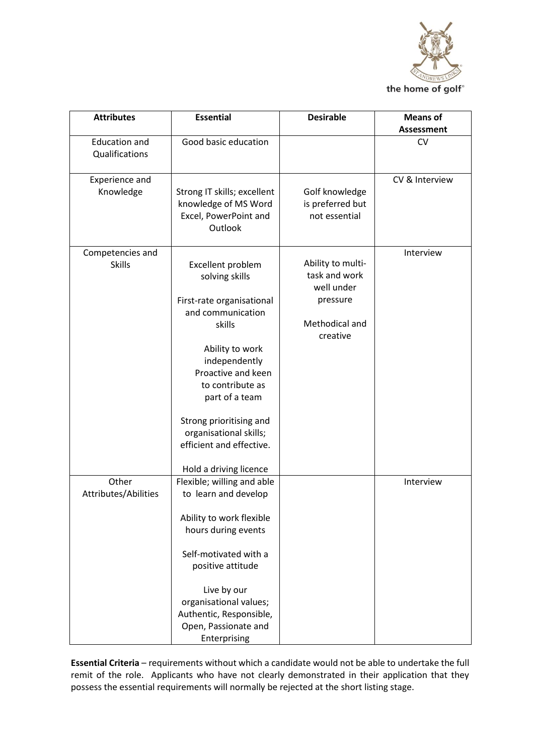| Attributes | Essential | Desirable | Means of Assessment |
|---|---|---|---|
| Education and Qualifications | Good basic education | | CV |
| Experience and Knowledge | Strong IT skills; excellent knowledge of MS Word Excel, PowerPoint and Outlook | Golf knowledge is preferred but not essential | CV & Interview |
| Competencies and Skills | Excellent problem solving skills<br><br>First-rate organisational and communication skills<br><br>Ability to work independently Proactive and keen to contribute as part of a team<br><br>Strong prioritising and organisational skills; efficient and effective.<br><br>Hold a driving licence | Ability to multi-task and work well under pressure<br><br>Methodical and creative | Interview |
| Other Attributes/Abilities | Flexible; willing and able to learn and develop<br><br>Ability to work flexible hours during events<br><br>Self-motivated with a positive attitude<br><br>Live by our organisational values; Authentic, Responsible, Open, Passionate and Enterprising | | Interview |

**Essential Criteria** – requirements without which a candidate would not be able to undertake the full remit of the role. Applicants who have not clearly demonstrated in their application that they possess the essential requirements will normally be rejected at the short listing stage.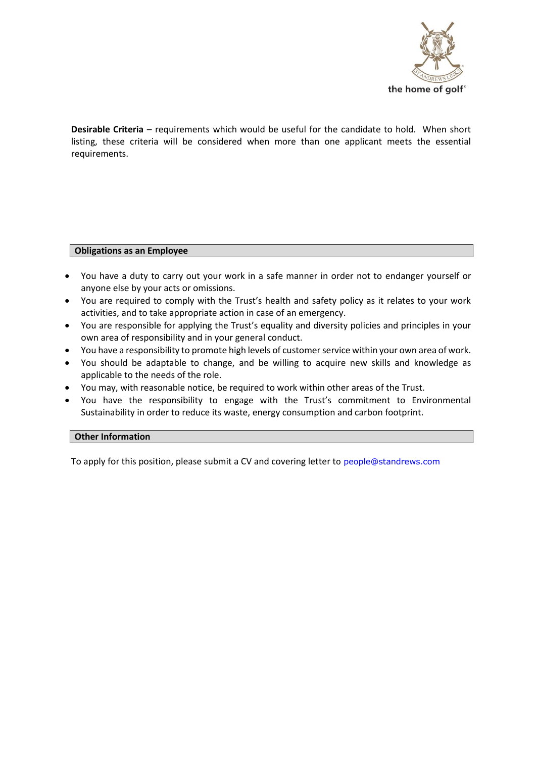**Desirable Criteria** – requirements which would be useful for the candidate to hold. When short listing, these criteria will be considered when more than one applicant meets the essential requirements.

## Obligations as an Employee

- You have a duty to carry out your work in a safe manner in order not to endanger yourself or anyone else by your acts or omissions.
- You are required to comply with the Trust's health and safety policy as it relates to your work activities, and to take appropriate action in case of an emergency.
- You are responsible for applying the Trust's equality and diversity policies and principles in your own area of responsibility and in your general conduct.
- You have a responsibility to promote high levels of customer service within your own area of work.
- You should be adaptable to change, and be willing to acquire new skills and knowledge as applicable to the needs of the role.
- You may, with reasonable notice, be required to work within other areas of the Trust.
- You have the responsibility to engage with the Trust's commitment to Environmental Sustainability in order to reduce its waste, energy consumption and carbon footprint.

## Other Information

To apply for this position, please submit a CV and covering letter to people@standrews.com